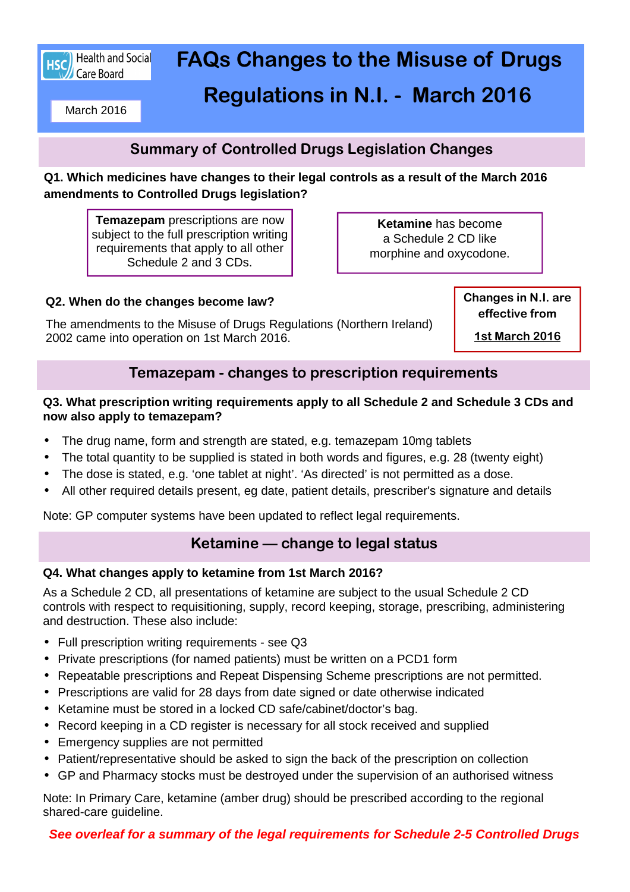Health and Social Care Board

March 2016

# FAQs Changes to the Misuse of Drugs Regulations in N.I. - March 2016

## Summary of Controlled Drugs Legislation Changes

**Q1. Which medicines have changes to their legal controls as a result of the March 2016 amendments to Controlled Drugs legislation?**

**Temazepam** prescriptions are now subject to the full prescription writing requirements that apply to all other Schedule 2 and 3 CDs.

**Ketamine** has become a Schedule 2 CD like morphine and oxycodone.

**Q2. When do the changes become law?**

The amendments to the Misuse of Drugs Regulations (Northern Ireland) 2002 came into operation on 1st March 2016.

**Changes in N.I. are effective from**

**1st March 2016**

## Temazepam - changes to prescription requirements

**Q3. What prescription writing requirements apply to all Schedule 2 and Schedule 3 CDs and now also apply to temazepam?**

- The drug name, form and strength are stated, e.g. temazepam 10mg tablets
- The total quantity to be supplied is stated in both words and figures, e.g. 28 (twenty eight)
- The dose is stated, e.g. 'one tablet at night'. 'As directed' is not permitted as a dose.
- All other required details present, eg date, patient details, prescriber's signature and details

Note: GP computer systems have been updated to reflect legal requirements.

## Ketamine — change to legal status

**Q4. What changes apply to ketamine from 1st March 2016?**

As a Schedule 2 CD, all presentations of ketamine are subject to the usual Schedule 2 CD controls with respect to requisitioning, supply, record keeping, storage, prescribing, administering and destruction. These also include:

- Full prescription writing requirements - see Q3
- Private prescriptions (for named patients) must be written on a PCD1 form
- Repeatable prescriptions and Repeat Dispensing Scheme prescriptions are not permitted.
- Prescriptions are valid for 28 days from date signed or date otherwise indicated
- Ketamine must be stored in a locked CD safe/cabinet/doctor's bag.
- Record keeping in a CD register is necessary for all stock received and supplied
- Emergency supplies are not permitted
- Patient/representative should be asked to sign the back of the prescription on collection
- GP and Pharmacy stocks must be destroyed under the supervision of an authorised witness

Note: In Primary Care, ketamine (amber drug) should be prescribed according to the regional shared-care guideline.

***See overleaf for a summary of the legal requirements for Schedule 2-5 Controlled Drugs***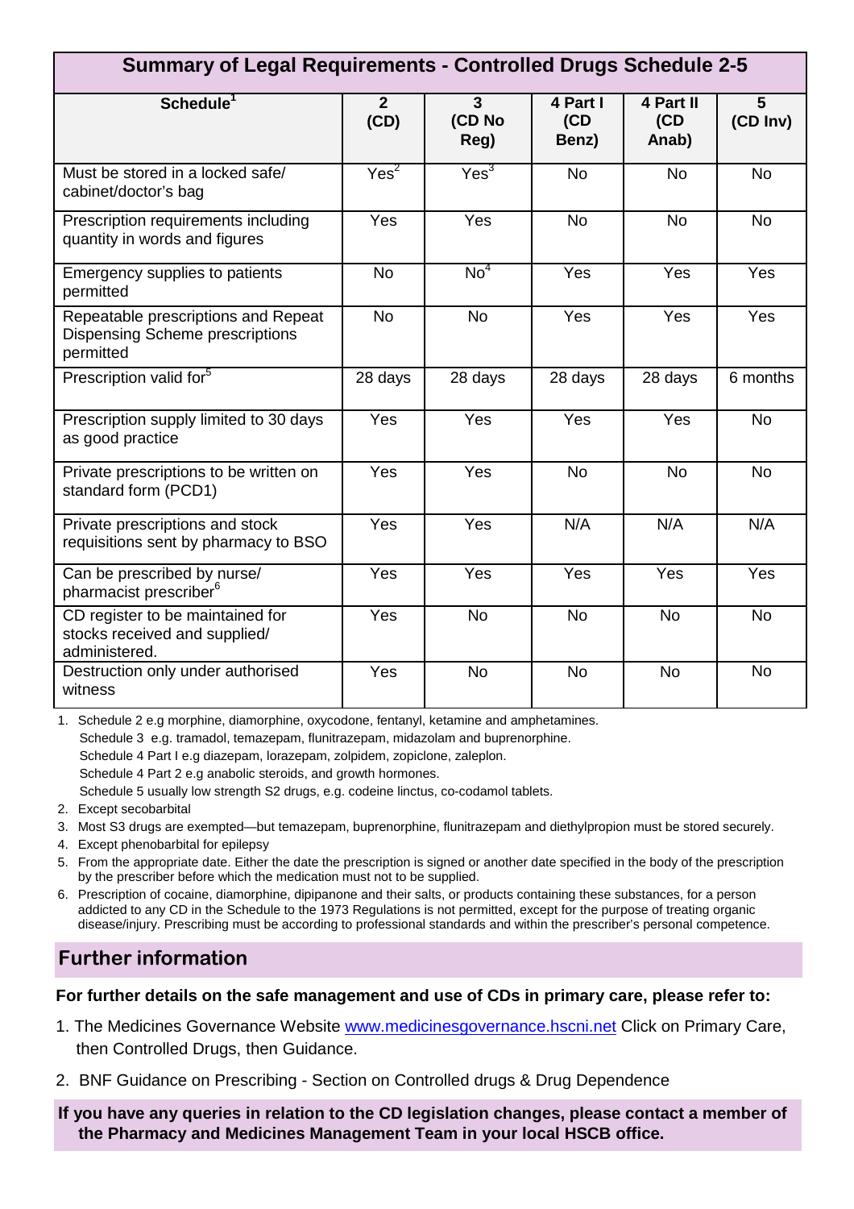## Summary of Legal Requirements - Controlled Drugs Schedule 2-5

| Schedule[1] | 2 (CD) | 3 (CD No Reg) | 4 Part I (CD Benz) | 4 Part II (CD Anab) | 5 (CD Inv) |
|---|---|---|---|---|---|
| Must be stored in a locked safe/ cabinet/doctor's bag | Yes[2] | Yes[3] | No | No | No |
| Prescription requirements including quantity in words and figures | Yes | Yes | No | No | No |
| Emergency supplies to patients permitted | No | No[4] | Yes | Yes | Yes |
| Repeatable prescriptions and Repeat Dispensing Scheme prescriptions permitted | No | No | Yes | Yes | Yes |
| Prescription valid for[5] | 28 days | 28 days | 28 days | 28 days | 6 months |
| Prescription supply limited to 30 days as good practice | Yes | Yes | Yes | Yes | No |
| Private prescriptions to be written on standard form (PCD1) | Yes | Yes | No | No | No |
| Private prescriptions and stock requisitions sent by pharmacy to BSO | Yes | Yes | N/A | N/A | N/A |
| Can be prescribed by nurse/ pharmacist prescriber[6] | Yes | Yes | Yes | Yes | Yes |
| CD register to be maintained for stocks received and supplied/ administered. | Yes | No | No | No | No |
| Destruction only under authorised witness | Yes | No | No | No | No |

1. Schedule 2 e.g morphine, diamorphine, oxycodone, fentanyl, ketamine and amphetamines.
   Schedule 3 e.g. tramadol, temazepam, flunitrazepam, midazolam and buprenorphine.
   Schedule 4 Part I e.g diazepam, lorazepam, zolpidem, zopiclone, zaleplon.
   Schedule 4 Part 2 e.g anabolic steroids, and growth hormones.
   Schedule 5 usually low strength S2 drugs, e.g. codeine linctus, co-codamol tablets.
2. Except secobarbital
3. Most S3 drugs are exempted—but temazepam, buprenorphine, flunitrazepam and diethylpropion must be stored securely.
4. Except phenobarbital for epilepsy
5. From the appropriate date. Either the date the prescription is signed or another date specified in the body of the prescription by the prescriber before which the medication must not to be supplied.
6. Prescription of cocaine, diamorphine, dipipanone and their salts, or products containing these substances, for a person addicted to any CD in the Schedule to the 1973 Regulations is not permitted, except for the purpose of treating organic disease/injury. Prescribing must be according to professional standards and within the prescriber's personal competence.

## Further information

**For further details on the safe management and use of CDs in primary care, please refer to:**

1. The Medicines Governance Website www.medicinesgovernance.hscni.net Click on Primary Care, then Controlled Drugs, then Guidance.
2. BNF Guidance on Prescribing - Section on Controlled drugs & Drug Dependence

**If you have any queries in relation to the CD legislation changes, please contact a member of the Pharmacy and Medicines Management Team in your local HSCB office.**